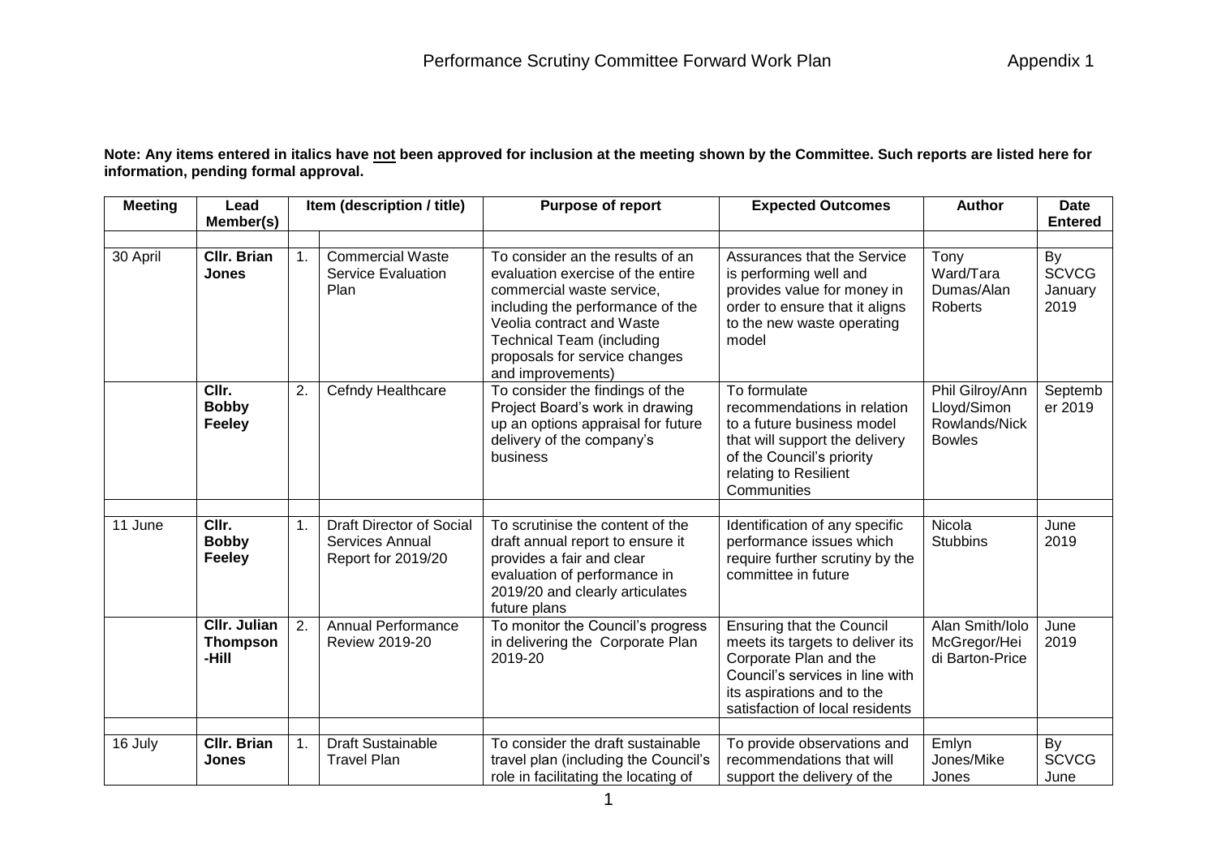# Performance Scrutiny Committee Forward Work Plan

Appendix 1

**Note: Any items entered in italics have not been approved for inclusion at the meeting shown by the Committee. Such reports are listed here for information, pending formal approval.**

| Meeting | Lead Member(s) | | Item (description / title) | Purpose of report | Expected Outcomes | Author | Date Entered |
|---|---|---|---|---|---|---|---|
| | | | | | | | |
| 30 April | **Cllr. Brian Jones** | 1. | Commercial Waste Service Evaluation Plan | To consider an the results of an evaluation exercise of the entire commercial waste service, including the performance of the Veolia contract and Waste Technical Team (including proposals for service changes and improvements) | Assurances that the Service is performing well and provides value for money in order to ensure that it aligns to the new waste operating model | Tony Ward/Tara Dumas/Alan Roberts | By SCVCG January 2019 |
| | **Cllr. Bobby Feeley** | 2. | Cefndy Healthcare | To consider the findings of the Project Board's work in drawing up an options appraisal for future delivery of the company's business | To formulate recommendations in relation to a future business model that will support the delivery of the Council's priority relating to Resilient Communities | Phil Gilroy/Ann Lloyd/Simon Rowlands/Nick Bowles | September 2019 |
| | | | | | | | |
| 11 June | **Cllr. Bobby Feeley** | 1. | Draft Director of Social Services Annual Report for 2019/20 | To scrutinise the content of the draft annual report to ensure it provides a fair and clear evaluation of performance in 2019/20 and clearly articulates future plans | Identification of any specific performance issues which require further scrutiny by the committee in future | Nicola Stubbins | June 2019 |
| | **Cllr. Julian Thompson-Hill** | 2. | Annual Performance Review 2019-20 | To monitor the Council's progress in delivering the Corporate Plan 2019-20 | Ensuring that the Council meets its targets to deliver its Corporate Plan and the Council's services in line with its aspirations and to the satisfaction of local residents | Alan Smith/Iolo McGregor/Heidi Barton-Price | June 2019 |
| | | | | | | | |
| 16 July | **Cllr. Brian Jones** | 1. | Draft Sustainable Travel Plan | To consider the draft sustainable travel plan (including the Council's role in facilitating the locating of | To provide observations and recommendations that will support the delivery of the | Emlyn Jones/Mike Jones | By SCVCG June |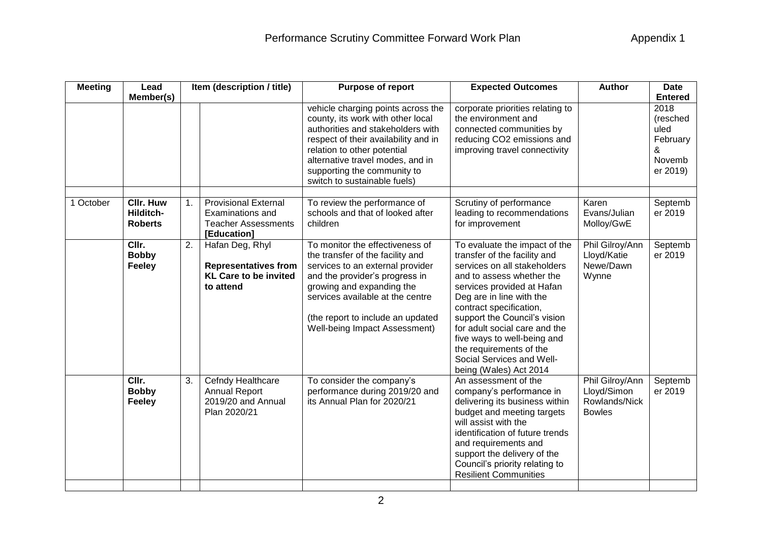# Performance Scrutiny Committee Forward Work Plan

Appendix 1

| Meeting | Lead Member(s) | Item (description / title) | | Purpose of report | Expected Outcomes | Author | Date Entered |
|---|---|---|---|---|---|---|---|
| | | | | vehicle charging points across the county, its work with other local authorities and stakeholders with respect of their availability and in relation to other potential alternative travel modes, and in supporting the community to switch to sustainable fuels) | corporate priorities relating to the environment and connected communities by reducing CO2 emissions and improving travel connectivity | | 2018 (rescheduled February & November 2019) |
| | | | | | | | |
| 1 October | **Cllr. Huw Hilditch-Roberts** | 1. | Provisional External Examinations and Teacher Assessments **[Education]** | To review the performance of schools and that of looked after children | Scrutiny of performance leading to recommendations for improvement | Karen Evans/Julian Molloy/GwE | September 2019 |
| | **Cllr. Bobby Feeley** | 2. | Hafan Deg, Rhyl **Representatives from KL Care to be invited to attend** | To monitor the effectiveness of the transfer of the facility and services to an external provider and the provider's progress in growing and expanding the services available at the centre (the report to include an updated Well-being Impact Assessment) | To evaluate the impact of the transfer of the facility and services on all stakeholders and to assess whether the services provided at Hafan Deg are in line with the contract specification, support the Council's vision for adult social care and the five ways to well-being and the requirements of the Social Services and Well-being (Wales) Act 2014 | Phil Gilroy/Ann Lloyd/Katie Newe/Dawn Wynne | September 2019 |
| | **Cllr. Bobby Feeley** | 3. | Cefndy Healthcare Annual Report 2019/20 and Annual Plan 2020/21 | To consider the company's performance during 2019/20 and its Annual Plan for 2020/21 | An assessment of the company's performance in delivering its business within budget and meeting targets will assist with the identification of future trends and requirements and support the delivery of the Council's priority relating to Resilient Communities | Phil Gilroy/Ann Lloyd/Simon Rowlands/Nick Bowles | September 2019 |
| | | | | | | | |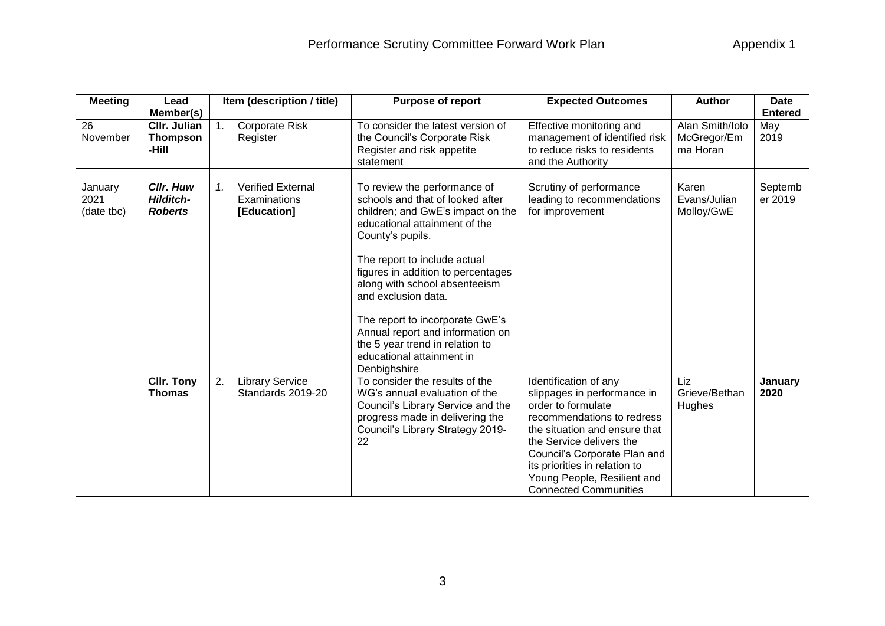| Meeting | Lead Member(s) | Item (description / title) | | Purpose of report | Expected Outcomes | Author | Date Entered |
|---|---|---|---|---|---|---|---|
| 26 November | **Cllr. Julian Thompson-Hill** | 1. | Corporate Risk Register | To consider the latest version of the Council's Corporate Risk Register and risk appetite statement | Effective monitoring and management of identified risk to reduce risks to residents and the Authority | Alan Smith/Iolo McGregor/Emma Horan | May 2019 |
| | | | | | | | |
| January 2021 (date tbc) | ***Cllr. Huw Hilditch-Roberts*** | *1.* | Verified External Examinations **[Education]** | To review the performance of schools and that of looked after children; and GwE's impact on the educational attainment of the County's pupils.<br><br>The report to include actual figures in addition to percentages along with school absenteeism and exclusion data.<br><br>The report to incorporate GwE's Annual report and information on the 5 year trend in relation to educational attainment in Denbighshire | Scrutiny of performance leading to recommendations for improvement | Karen Evans/Julian Molloy/GwE | September 2019 |
| | **Cllr. Tony Thomas** | 2. | Library Service Standards 2019-20 | To consider the results of the WG's annual evaluation of the Council's Library Service and the progress made in delivering the Council's Library Strategy 2019-22 | Identification of any slippages in performance in order to formulate recommendations to redress the situation and ensure that the Service delivers the Council's Corporate Plan and its priorities in relation to Young People, Resilient and Connected Communities | Liz Grieve/Bethan Hughes | **January 2020** |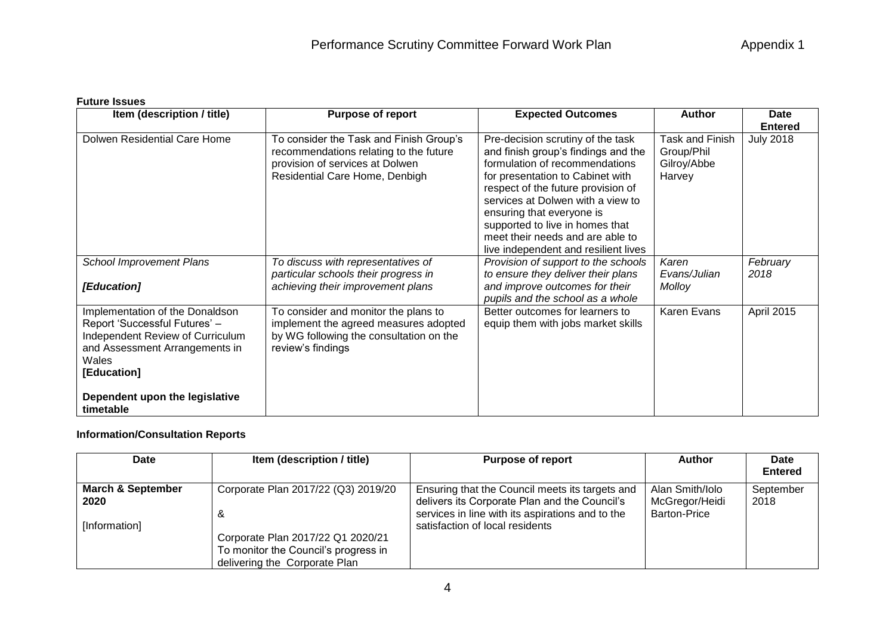**Future Issues**

| Item (description / title) | Purpose of report | Expected Outcomes | Author | Date Entered |
|---|---|---|---|---|
| Dolwen Residential Care Home | To consider the Task and Finish Group's recommendations relating to the future provision of services at Dolwen Residential Care Home, Denbigh | Pre-decision scrutiny of the task and finish group's findings and the formulation of recommendations for presentation to Cabinet with respect of the future provision of services at Dolwen with a view to ensuring that everyone is supported to live in homes that meet their needs and are able to live independent and resilient lives | Task and Finish Group/Phil Gilroy/Abbe Harvey | July 2018 |
| *School Improvement Plans*<br><br>***[Education]*** | *To discuss with representatives of particular schools their progress in achieving their improvement plans* | *Provision of support to the schools to ensure they deliver their plans and improve outcomes for their pupils and the school as a whole* | *Karen Evans/Julian Molloy* | *February 2018* |
| Implementation of the Donaldson Report 'Successful Futures' – Independent Review of Curriculum and Assessment Arrangements in Wales<br>**[Education]**<br><br>**Dependent upon the legislative timetable** | To consider and monitor the plans to implement the agreed measures adopted by WG following the consultation on the review's findings | Better outcomes for learners to equip them with jobs market skills | Karen Evans | April 2015 |

**Information/Consultation Reports**

| Date | Item (description / title) | Purpose of report | Author | Date Entered |
|---|---|---|---|---|
| **March & September 2020**<br><br>[Information] | Corporate Plan 2017/22 (Q3) 2019/20<br><br>&<br><br>Corporate Plan 2017/22 Q1 2020/21<br>To monitor the Council's progress in delivering the Corporate Plan | Ensuring that the Council meets its targets and delivers its Corporate Plan and the Council's services in line with its aspirations and to the satisfaction of local residents | Alan Smith/Iolo McGregor/Heidi Barton-Price | September 2018 |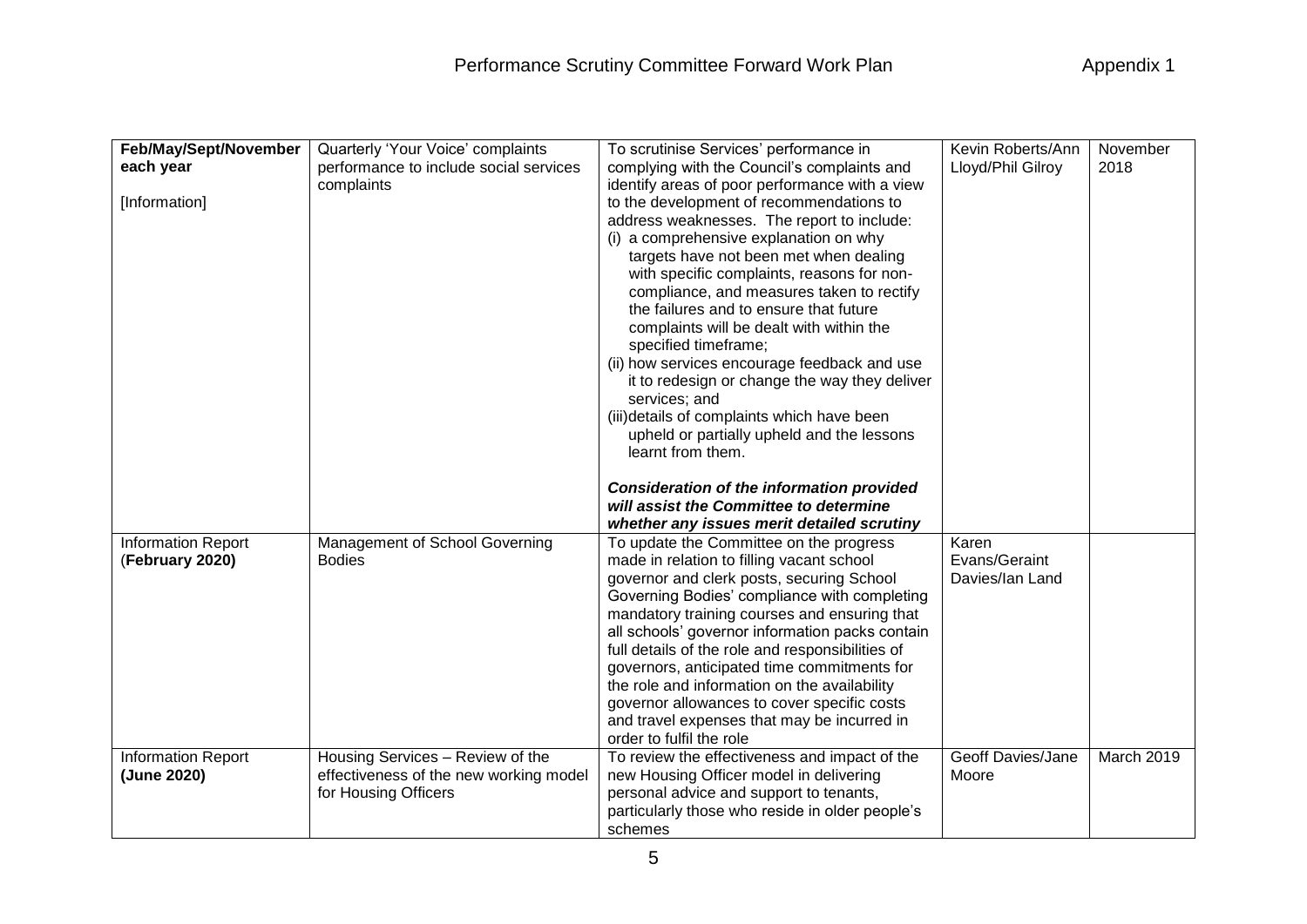| Feb/May/Sept/November each year<br><br>[Information] | Quarterly 'Your Voice' complaints performance to include social services complaints | To scrutinise Services' performance in complying with the Council's complaints and identify areas of poor performance with a view to the development of recommendations to address weaknesses. The report to include:<br>(i) a comprehensive explanation on why targets have not been met when dealing with specific complaints, reasons for non-compliance, and measures taken to rectify the failures and to ensure that future complaints will be dealt with within the specified timeframe;<br>(ii) how services encourage feedback and use it to redesign or change the way they deliver services; and<br>(iii)details of complaints which have been upheld or partially upheld and the lessons learnt from them.<br><br>***Consideration of the information provided will assist the Committee to determine whether any issues merit detailed scrutiny*** | Kevin Roberts/Ann Lloyd/Phil Gilroy | November 2018 |
|---|---|---|---|---|
| Information Report (**February 2020**) | Management of School Governing Bodies | To update the Committee on the progress made in relation to filling vacant school governor and clerk posts, securing School Governing Bodies' compliance with completing mandatory training courses and ensuring that all schools' governor information packs contain full details of the role and responsibilities of governors, anticipated time commitments for the role and information on the availability governor allowances to cover specific costs and travel expenses that may be incurred in order to fulfil the role | Karen Evans/Geraint Davies/Ian Land | |
| Information Report **(June 2020)** | Housing Services – Review of the effectiveness of the new working model for Housing Officers | To review the effectiveness and impact of the new Housing Officer model in delivering personal advice and support to tenants, particularly those who reside in older people's schemes | Geoff Davies/Jane Moore | March 2019 |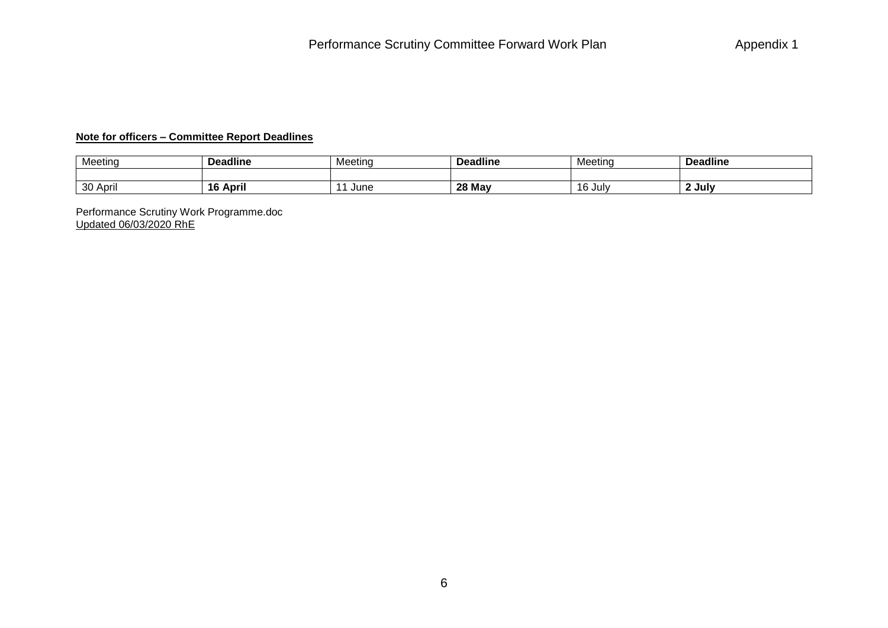Performance Scrutiny Committee Forward Work Plan Appendix 1

**Note for officers – Committee Report Deadlines**

| Meeting | **Deadline** | Meeting | **Deadline** | Meeting | **Deadline** |
|---|---|---|---|---|---|
| | | | | | |
| 30 April | **16 April** | 11 June | **28 May** | 16 July | **2 July** |

Performance Scrutiny Work Programme.doc
Updated 06/03/2020 RhE